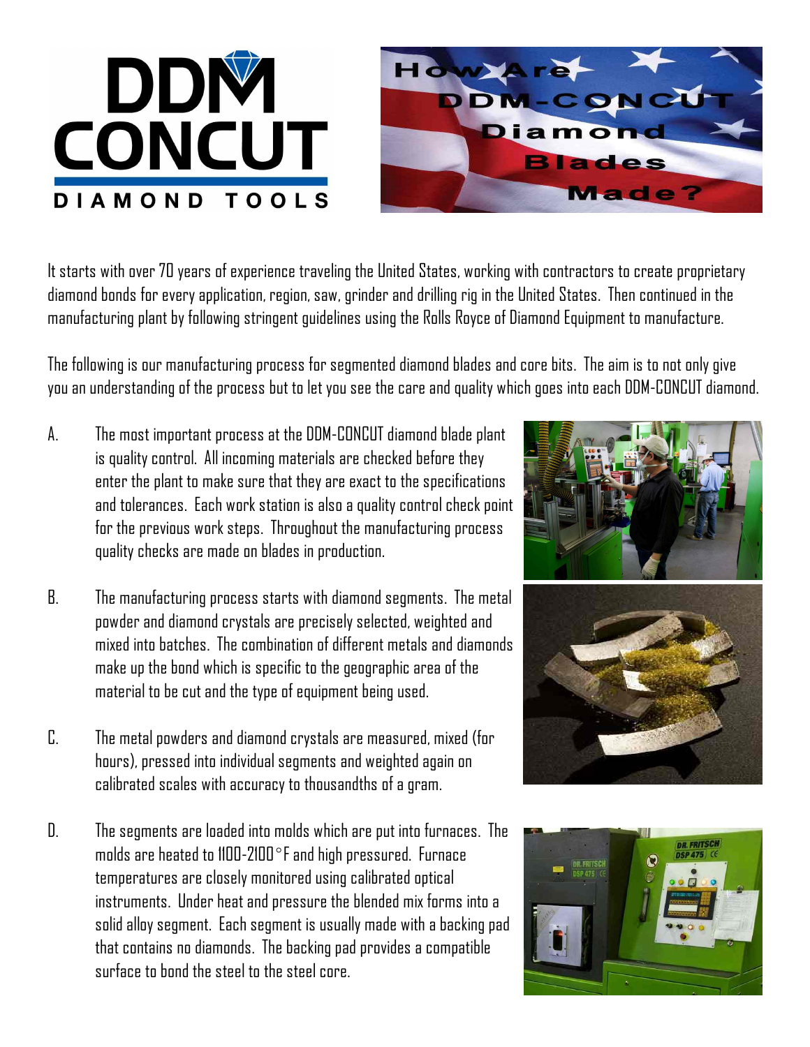# DDM CONCUT DIAMOND TOOLS

## How Are DDM-CONCUT Diamond Blades Made?

It starts with over 70 years of experience traveling the United States, working with contractors to create proprietary diamond bonds for every application, region, saw, grinder and drilling rig in the United States. Then continued in the manufacturing plant by following stringent guidelines using the Rolls Royce of Diamond Equipment to manufacture.

The following is our manufacturing process for segmented diamond blades and core bits. The aim is to not only give you an understanding of the process but to let you see the care and quality which goes into each DDM-CONCUT diamond.

A. The most important process at the DDM-CONCUT diamond blade plant is quality control. All incoming materials are checked before they enter the plant to make sure that they are exact to the specifications and tolerances. Each work station is also a quality control check point for the previous work steps. Throughout the manufacturing process quality checks are made on blades in production.

B. The manufacturing process starts with diamond segments. The metal powder and diamond crystals are precisely selected, weighted and mixed into batches. The combination of different metals and diamonds make up the bond which is specific to the geographic area of the material to be cut and the type of equipment being used.

C. The metal powders and diamond crystals are measured, mixed (for hours), pressed into individual segments and weighted again on calibrated scales with accuracy to thousandths of a gram.

D. The segments are loaded into molds which are put into furnaces. The molds are heated to 1100-2100°F and high pressured. Furnace temperatures are closely monitored using calibrated optical instruments. Under heat and pressure the blended mix forms into a solid alloy segment. Each segment is usually made with a backing pad that contains no diamonds. The backing pad provides a compatible surface to bond the steel to the steel core.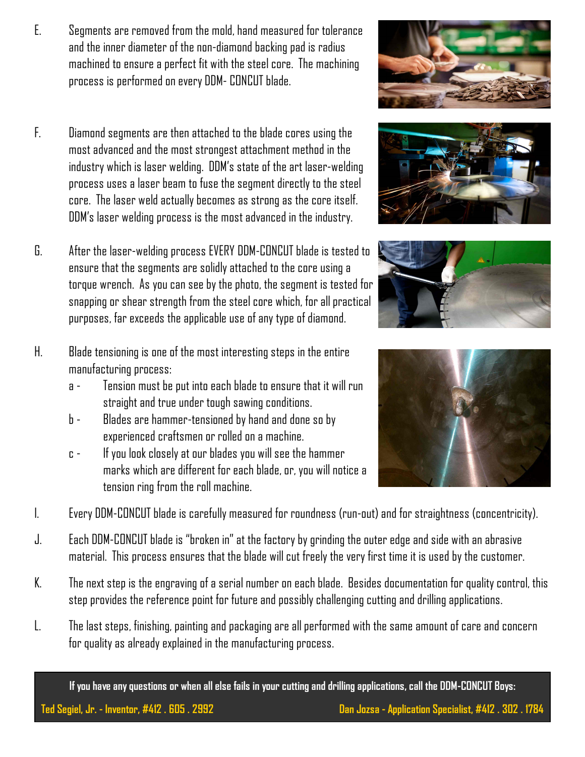E. Segments are removed from the mold, hand measured for tolerance and the inner diameter of the non-diamond backing pad is radius machined to ensure a perfect fit with the steel core. The machining process is performed on every DDM- CONCUT blade.

F. Diamond segments are then attached to the blade cores using the most advanced and the most strongest attachment method in the industry which is laser welding. DDM's state of the art laser-welding process uses a laser beam to fuse the segment directly to the steel core. The laser weld actually becomes as strong as the core itself. DDM's laser welding process is the most advanced in the industry.

G. After the laser-welding process EVERY DDM-CONCUT blade is tested to ensure that the segments are solidly attached to the core using a torque wrench. As you can see by the photo, the segment is tested for snapping or shear strength from the steel core which, for all practical purposes, far exceeds the applicable use of any type of diamond.

H. Blade tensioning is one of the most interesting steps in the entire manufacturing process:
   - a - Tension must be put into each blade to ensure that it will run straight and true under tough sawing conditions.
   - b - Blades are hammer-tensioned by hand and done so by experienced craftsmen or rolled on a machine.
   - c - If you look closely at our blades you will see the hammer marks which are different for each blade, or, you will notice a tension ring from the roll machine.

I. Every DDM-CONCUT blade is carefully measured for roundness (run-out) and for straightness (concentricity).

J. Each DDM-CONCUT blade is "broken in" at the factory by grinding the outer edge and side with an abrasive material. This process ensures that the blade will cut freely the very first time it is used by the customer.

K. The next step is the engraving of a serial number on each blade. Besides documentation for quality control, this step provides the reference point for future and possibly challenging cutting and drilling applications.

L. The last steps, finishing, painting and packaging are all performed with the same amount of care and concern for quality as already explained in the manufacturing process.

**If you have any questions or when all else fails in your cutting and drilling applications, call the DDM-CONCUT Boys:**

**Ted Segiel, Jr. - Inventor, #412 . 605 . 2992**

**Dan Jozsa - Application Specialist, #412 . 302 . 1784**